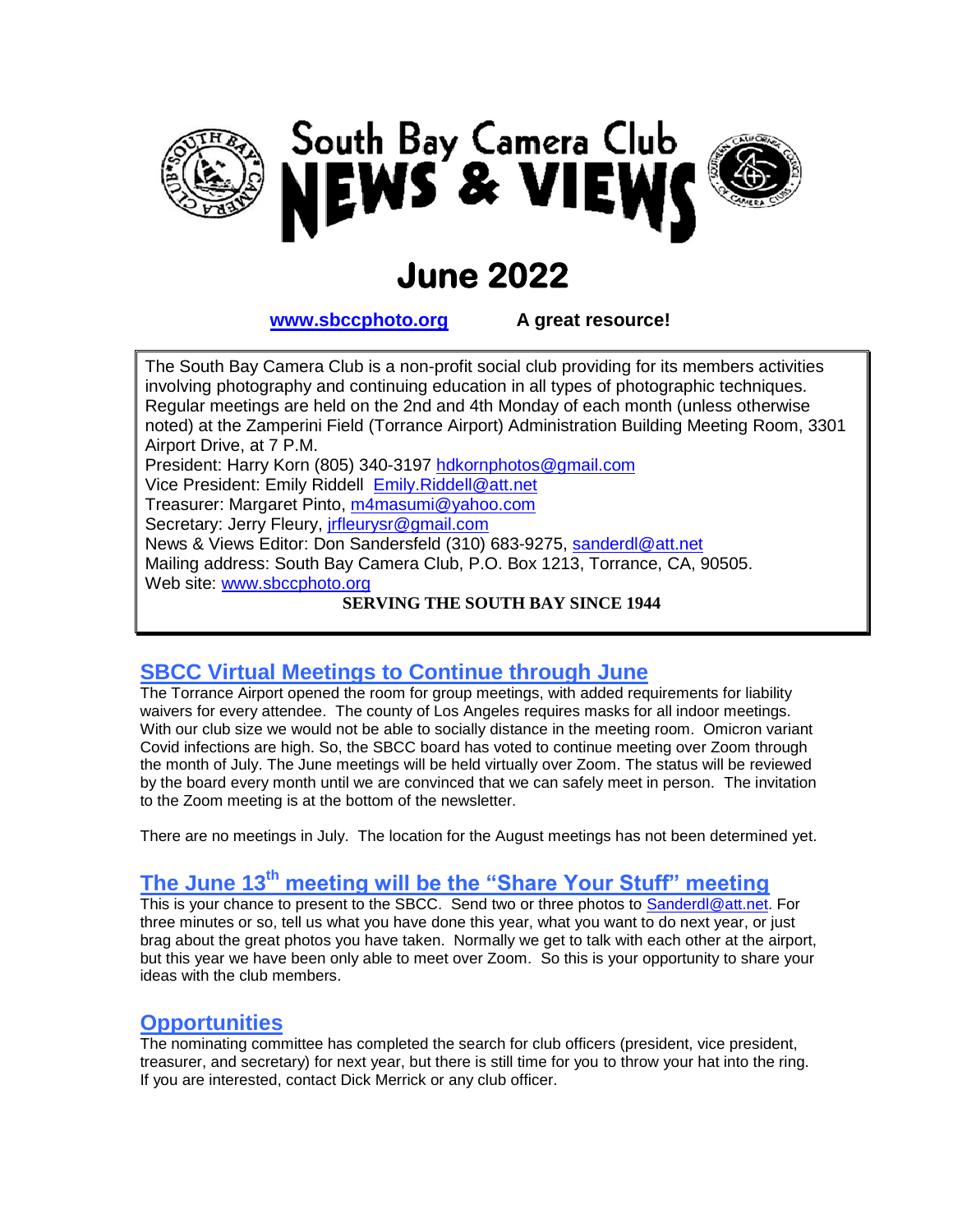# South Bay Camera Club NEWS & VIEWS

# June 2022

**[www.sbccphoto.org](http://www.sbccphoto.org)** **A great resource!**

The South Bay Camera Club is a non-profit social club providing for its members activities involving photography and continuing education in all types of photographic techniques. Regular meetings are held on the 2nd and 4th Monday of each month (unless otherwise noted) at the Zamperini Field (Torrance Airport) Administration Building Meeting Room, 3301 Airport Drive, at 7 P.M.

President: Harry Korn (805) 340-3197 hdkornphotos@gmail.com
Vice President: Emily Riddell Emily.Riddell@att.net
Treasurer: Margaret Pinto, m4masumi@yahoo.com
Secretary: Jerry Fleury, jrfleurysr@gmail.com
News & Views Editor: Don Sandersfeld (310) 683-9275, sanderdl@att.net
Mailing address: South Bay Camera Club, P.O. Box 1213, Torrance, CA, 90505.
Web site: www.sbccphoto.org

**SERVING THE SOUTH BAY SINCE 1944**

## SBCC Virtual Meetings to Continue through June

The Torrance Airport opened the room for group meetings, with added requirements for liability waivers for every attendee. The county of Los Angeles requires masks for all indoor meetings. With our club size we would not be able to socially distance in the meeting room. Omicron variant Covid infections are high. So, the SBCC board has voted to continue meeting over Zoom through the month of July. The June meetings will be held virtually over Zoom. The status will be reviewed by the board every month until we are convinced that we can safely meet in person. The invitation to the Zoom meeting is at the bottom of the newsletter.

There are no meetings in July. The location for the August meetings has not been determined yet.

## The June 13th meeting will be the "Share Your Stuff" meeting

This is your chance to present to the SBCC. Send two or three photos to Sanderdl@att.net. For three minutes or so, tell us what you have done this year, what you want to do next year, or just brag about the great photos you have taken. Normally we get to talk with each other at the airport, but this year we have been only able to meet over Zoom. So this is your opportunity to share your ideas with the club members.

## Opportunities

The nominating committee has completed the search for club officers (president, vice president, treasurer, and secretary) for next year, but there is still time for you to throw your hat into the ring. If you are interested, contact Dick Merrick or any club officer.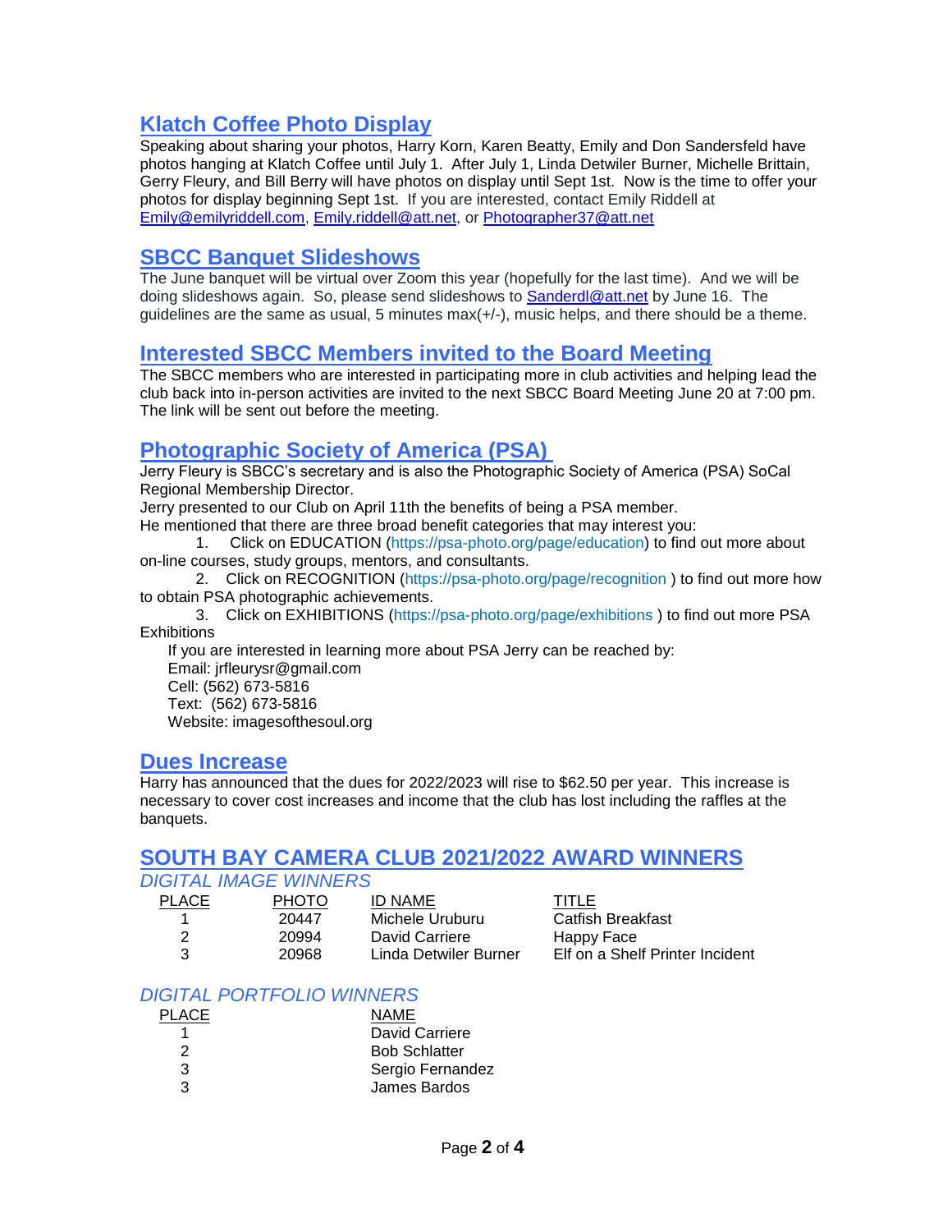## Klatch Coffee Photo Display

Speaking about sharing your photos, Harry Korn, Karen Beatty, Emily and Don Sandersfeld have photos hanging at Klatch Coffee until July 1. After July 1, Linda Detwiler Burner, Michelle Brittain, Gerry Fleury, and Bill Berry will have photos on display until Sept 1st. Now is the time to offer your photos for display beginning Sept 1st. If you are interested, contact Emily Riddell at Emily@emilyriddell.com, Emily.riddell@att.net, or Photographer37@att.net

## SBCC Banquet Slideshows

The June banquet will be virtual over Zoom this year (hopefully for the last time). And we will be doing slideshows again. So, please send slideshows to Sanderdl@att.net by June 16. The guidelines are the same as usual, 5 minutes max(+/-), music helps, and there should be a theme.

## Interested SBCC Members invited to the Board Meeting

The SBCC members who are interested in participating more in club activities and helping lead the club back into in-person activities are invited to the next SBCC Board Meeting June 20 at 7:00 pm. The link will be sent out before the meeting.

## Photographic Society of America (PSA)

Jerry Fleury is SBCC's secretary and is also the Photographic Society of America (PSA) SoCal Regional Membership Director.

Jerry presented to our Club on April 11th the benefits of being a PSA member.

He mentioned that there are three broad benefit categories that may interest you:

1. Click on EDUCATION (https://psa-photo.org/page/education) to find out more about on-line courses, study groups, mentors, and consultants.
2. Click on RECOGNITION (https://psa-photo.org/page/recognition ) to find out more how to obtain PSA photographic achievements.
3. Click on EXHIBITIONS (https://psa-photo.org/page/exhibitions ) to find out more PSA Exhibitions

If you are interested in learning more about PSA Jerry can be reached by:
Email: jrfleurysr@gmail.com
Cell: (562) 673-5816
Text: (562) 673-5816
Website: imagesofthesoul.org

## Dues Increase

Harry has announced that the dues for 2022/2023 will rise to $62.50 per year. This increase is necessary to cover cost increases and income that the club has lost including the raffles at the banquets.

## SOUTH BAY CAMERA CLUB 2021/2022 AWARD WINNERS

### *DIGITAL IMAGE WINNERS*

| PLACE | PHOTO | ID NAME | TITLE |
|---|---|---|---|
| 1 | 20447 | Michele Uruburu | Catfish Breakfast |
| 2 | 20994 | David Carriere | Happy Face |
| 3 | 20968 | Linda Detwiler Burner | Elf on a Shelf Printer Incident |

### *DIGITAL PORTFOLIO WINNERS*

| PLACE | NAME |
|---|---|
| 1 | David Carriere |
| 2 | Bob Schlatter |
| 3 | Sergio Fernandez |
| 3 | James Bardos |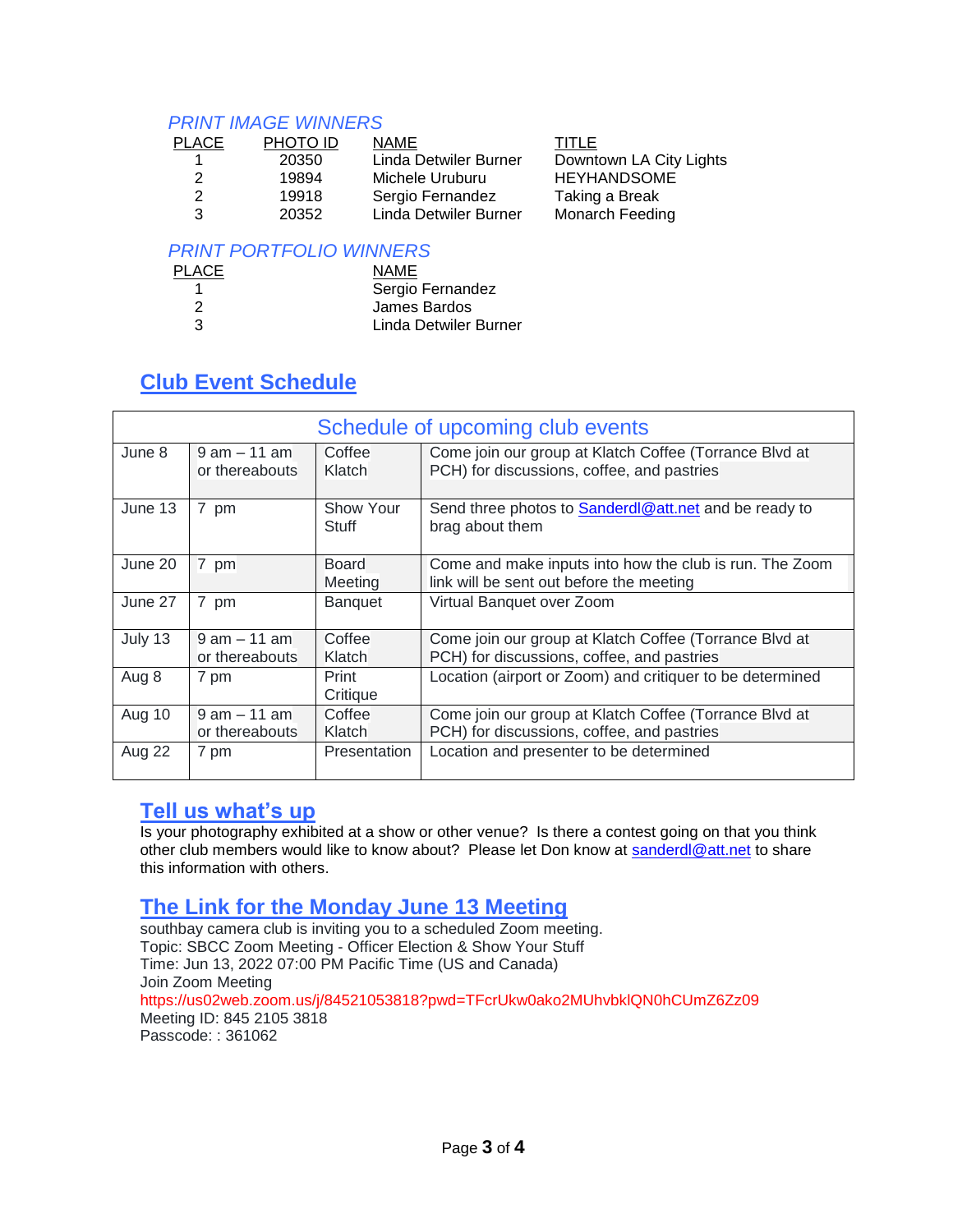### *PRINT IMAGE WINNERS*

| PLACE | PHOTO ID | NAME | TITLE |
| --- | --- | --- | --- |
| 1 | 20350 | Linda Detwiler Burner | Downtown LA City Lights |
| 2 | 19894 | Michele Uruburu | HEYHANDSOME |
| 2 | 19918 | Sergio Fernandez | Taking a Break |
| 3 | 20352 | Linda Detwiler Burner | Monarch Feeding |

### *PRINT PORTFOLIO WINNERS*

| PLACE | NAME |
| --- | --- |
| 1 | Sergio Fernandez |
| 2 | James Bardos |
| 3 | Linda Detwiler Burner |

## Club Event Schedule

| Schedule of upcoming club events | | | |
| --- | --- | --- | --- |
| June 8 | 9 am – 11 am or thereabouts | Coffee Klatch | Come join our group at Klatch Coffee (Torrance Blvd at PCH) for discussions, coffee, and pastries |
| June 13 | 7 pm | Show Your Stuff | Send three photos to Sanderdl@att.net and be ready to brag about them |
| June 20 | 7 pm | Board Meeting | Come and make inputs into how the club is run. The Zoom link will be sent out before the meeting |
| June 27 | 7 pm | Banquet | Virtual Banquet over Zoom |
| July 13 | 9 am – 11 am or thereabouts | Coffee Klatch | Come join our group at Klatch Coffee (Torrance Blvd at PCH) for discussions, coffee, and pastries |
| Aug 8 | 7 pm | Print Critique | Location (airport or Zoom) and critiquer to be determined |
| Aug 10 | 9 am – 11 am or thereabouts | Coffee Klatch | Come join our group at Klatch Coffee (Torrance Blvd at PCH) for discussions, coffee, and pastries |
| Aug 22 | 7 pm | Presentation | Location and presenter to be determined |

## Tell us what's up

Is your photography exhibited at a show or other venue? Is there a contest going on that you think other club members would like to know about? Please let Don know at sanderdl@att.net to share this information with others.

## The Link for the Monday June 13 Meeting

southbay camera club is inviting you to a scheduled Zoom meeting.
Topic: SBCC Zoom Meeting - Officer Election & Show Your Stuff
Time: Jun 13, 2022 07:00 PM Pacific Time (US and Canada)
Join Zoom Meeting
https://us02web.zoom.us/j/84521053818?pwd=TFcrUkw0ako2MUhvbklQN0hCUmZ6Zz09
Meeting ID: 845 2105 3818
Passcode: : 361062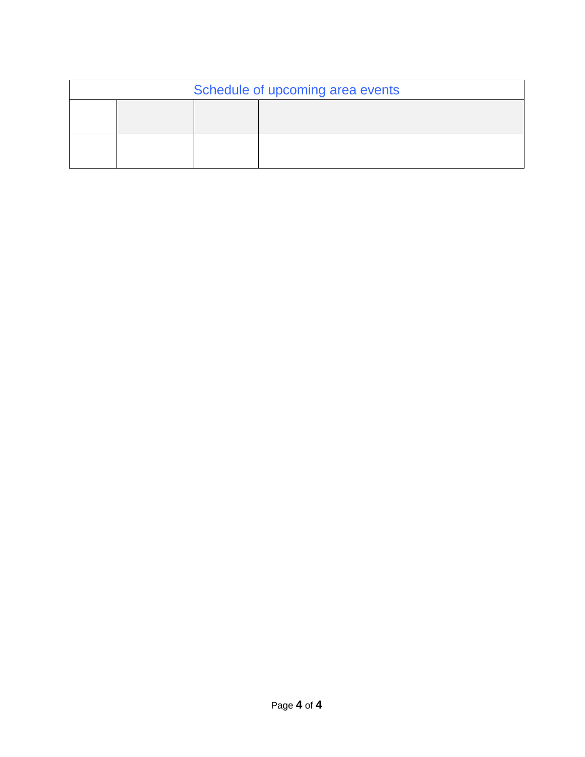| Schedule of upcoming area events | | | |
|---|---|---|---|
| | | | |
| | | | |